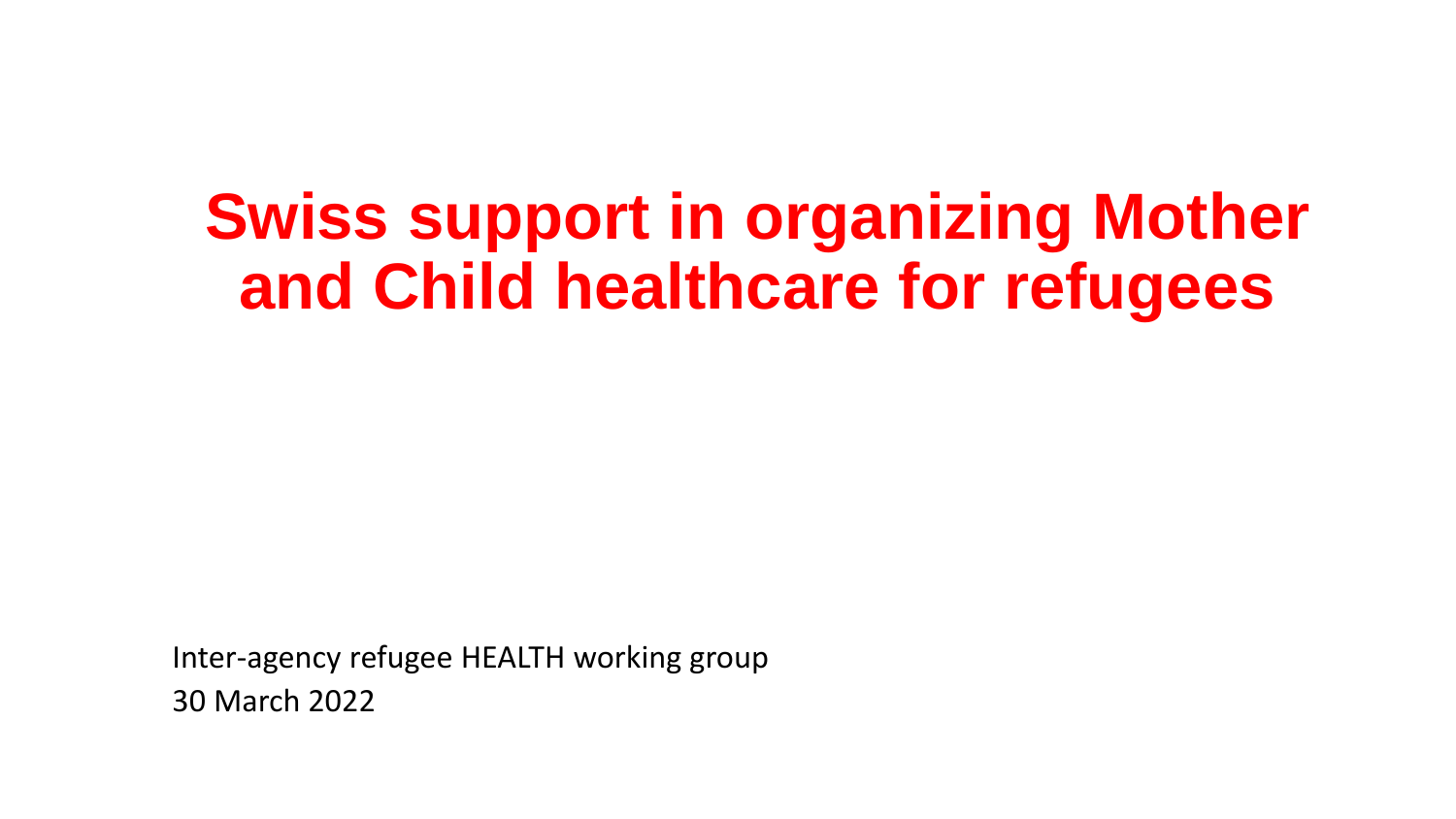# Swiss support in organizing Mother and Child healthcare for refugees

Inter-agency refugee HEALTH working group

30 March 2022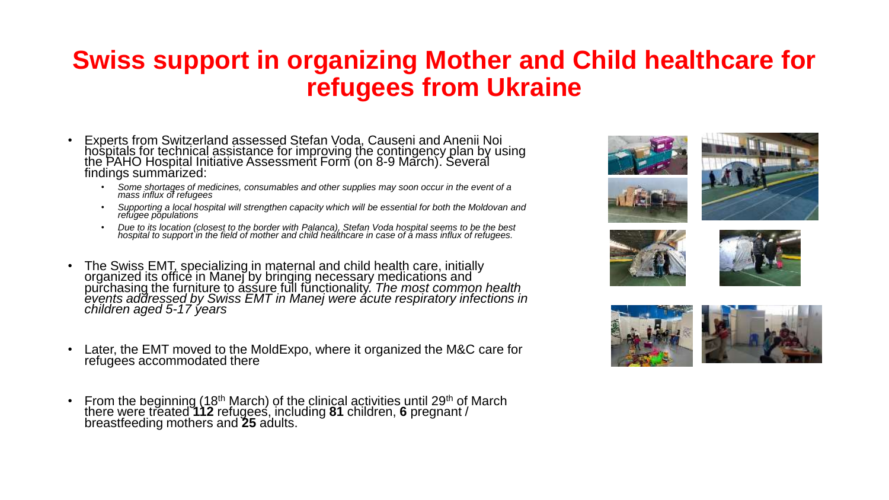# Swiss support in organizing Mother and Child healthcare for refugees from Ukraine

- Experts from Switzerland assessed Stefan Voda, Causeni and Anenii Noi hospitals for technical assistance for improving the contingency plan by using the PAHO Hospital Initiative Assessment Form (on 8-9 March). Several findings summarized:
  - *Some shortages of medicines, consumables and other supplies may soon occur in the event of a mass influx of refugees*
  - *Supporting a local hospital will strengthen capacity which will be essential for both the Moldovan and refugee populations*
  - *Due to its location (closest to the border with Palanca), Stefan Voda hospital seems to be the best hospital to support in the field of mother and child healthcare in case of a mass influx of refugees.*

- The Swiss EMT, specializing in maternal and child health care, initially organized its office in Manej by bringing necessary medications and purchasing the furniture to assure full functionality. *The most common health events addressed by Swiss EMT in Manej were acute respiratory infections in children aged 5-17 years*

- Later, the EMT moved to the MoldExpo, where it organized the M&C care for refugees accommodated there

- From the beginning (18th March) of the clinical activities until 29th of March there were treated **112** refugees, including **81** children, **6** pregnant / breastfeeding mothers and **25** adults.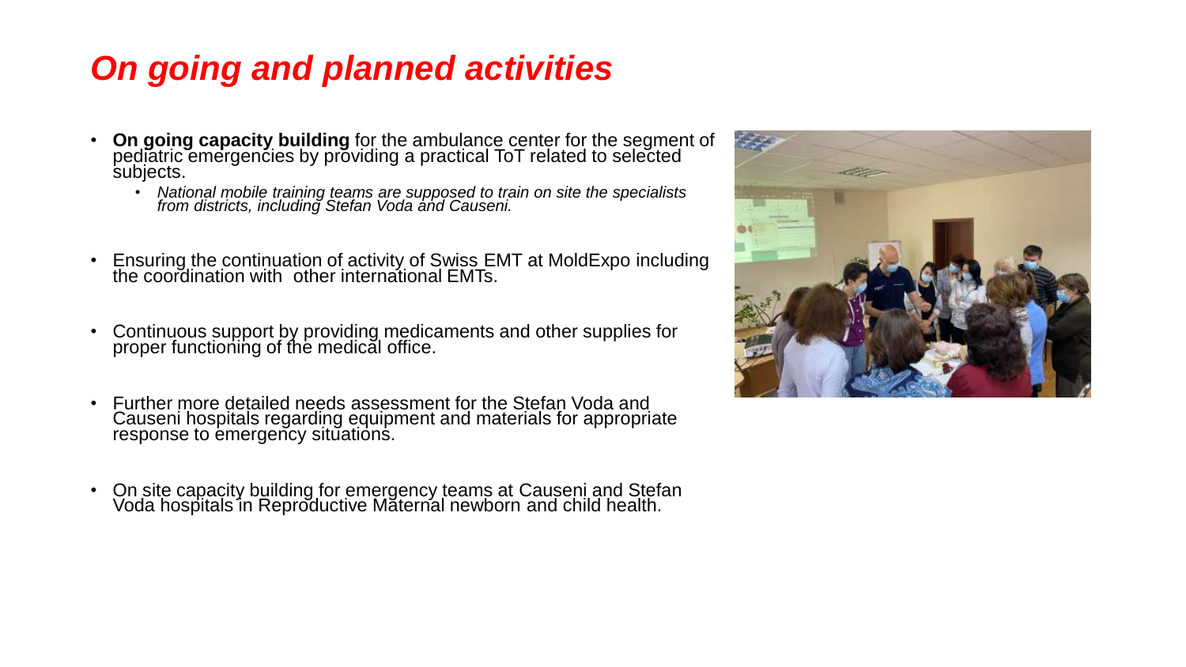# *On going and planned activities*

- **On going capacity building** for the ambulance center for the segment of pediatric emergencies by providing a practical ToT related to selected subjects.
  - *National mobile training teams are supposed to train on site the specialists from districts, including Stefan Voda and Causeni.*
- Ensuring the continuation of activity of Swiss EMT at MoldExpo including the coordination with other international EMTs.
- Continuous support by providing medicaments and other supplies for proper functioning of the medical office.
- Further more detailed needs assessment for the Stefan Voda and Causeni hospitals regarding equipment and materials for appropriate response to emergency situations.
- On site capacity building for emergency teams at Causeni and Stefan Voda hospitals in Reproductive Maternal newborn and child health.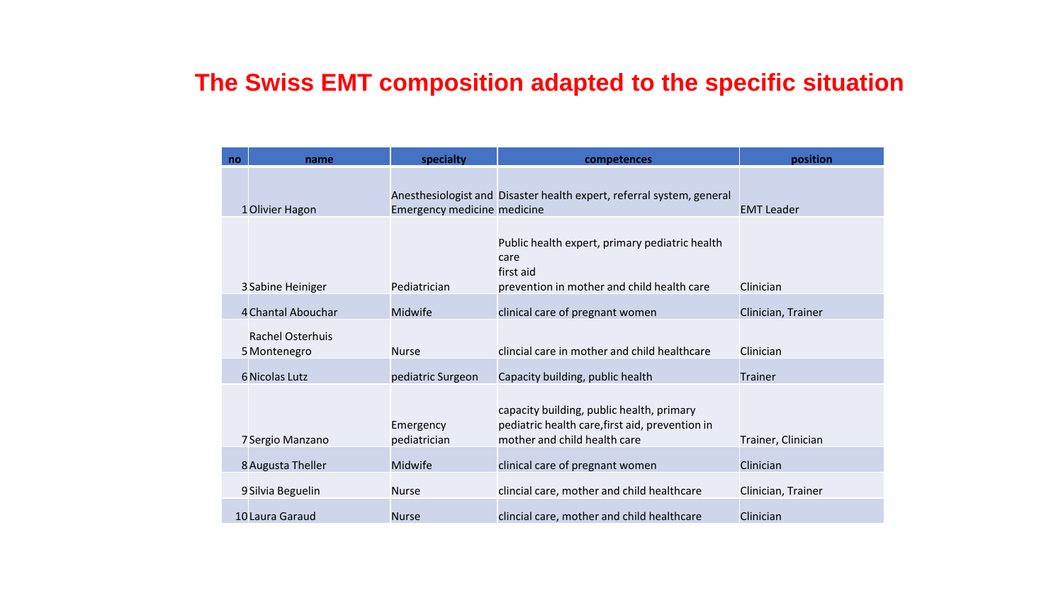# The Swiss EMT composition adapted to the specific situation

| no | name | specialty | competences | position |
|---|---|---|---|---|
| 1 | Olivier Hagon | Anesthesiologist and Emergency medicine | Disaster health expert, referral system, general medicine | EMT Leader |
| 3 | Sabine Heiniger | Pediatrician | Public health expert, primary pediatric health care<br>first aid<br>prevention in mother and child health care | Clinician |
| 4 | Chantal Abouchar | Midwife | clinical care of pregnant women | Clinician, Trainer |
| 5 | Rachel Osterhuis Montenegro | Nurse | clincial care in mother and child healthcare | Clinician |
| 6 | Nicolas Lutz | pediatric Surgeon | Capacity building, public health | Trainer |
| 7 | Sergio Manzano | Emergency pediatrician | capacity building, public health, primary pediatric health care,first aid, prevention in mother and child health care | Trainer, Clinician |
| 8 | Augusta Theller | Midwife | clinical care of pregnant women | Clinician |
| 9 | Silvia Beguelin | Nurse | clincial care, mother and child healthcare | Clinician, Trainer |
| 10 | Laura Garaud | Nurse | clincial care, mother and child healthcare | Clinician |